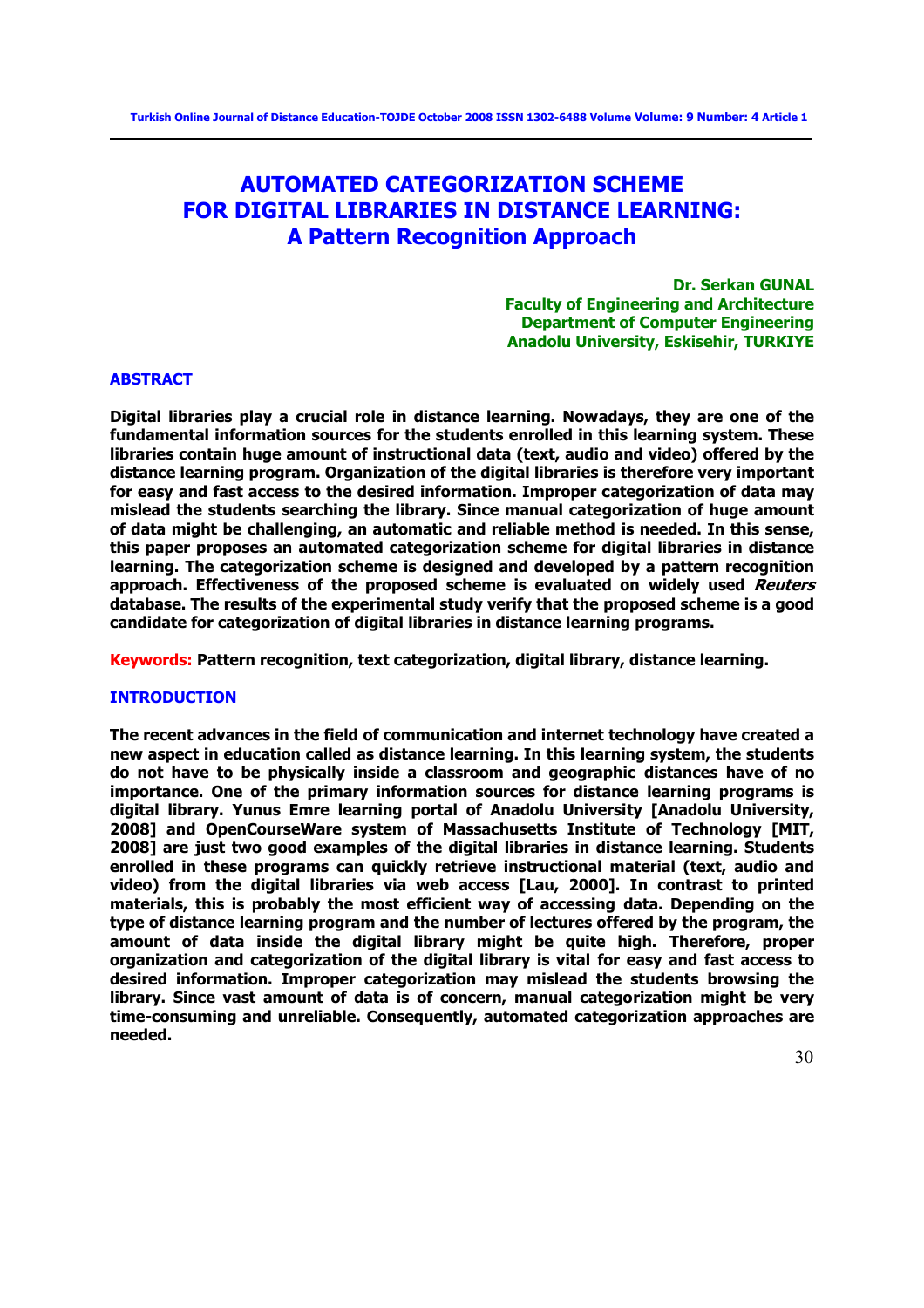# AUTOMATED CATEGORIZATION SCHEME FOR DIGITAL LIBRARIES IN DISTANCE LEARNING: A Pattern Recognition Approach

**Dr. Serkan GUNAL**
**Faculty of Engineering and Architecture**
**Department of Computer Engineering**
**Anadolu University, Eskisehir, TURKIYE**

## ABSTRACT

**Digital libraries play a crucial role in distance learning. Nowadays, they are one of the fundamental information sources for the students enrolled in this learning system. These libraries contain huge amount of instructional data (text, audio and video) offered by the distance learning program. Organization of the digital libraries is therefore very important for easy and fast access to the desired information. Improper categorization of data may mislead the students searching the library. Since manual categorization of huge amount of data might be challenging, an automatic and reliable method is needed. In this sense, this paper proposes an automated categorization scheme for digital libraries in distance learning. The categorization scheme is designed and developed by a pattern recognition approach. Effectiveness of the proposed scheme is evaluated on widely used *Reuters* database. The results of the experimental study verify that the proposed scheme is a good candidate for categorization of digital libraries in distance learning programs.**

**Keywords:** **Pattern recognition, text categorization, digital library, distance learning.**

## INTRODUCTION

**The recent advances in the field of communication and internet technology have created a new aspect in education called as distance learning. In this learning system, the students do not have to be physically inside a classroom and geographic distances have of no importance. One of the primary information sources for distance learning programs is digital library. Yunus Emre learning portal of Anadolu University [Anadolu University, 2008] and OpenCourseWare system of Massachusetts Institute of Technology [MIT, 2008] are just two good examples of the digital libraries in distance learning. Students enrolled in these programs can quickly retrieve instructional material (text, audio and video) from the digital libraries via web access [Lau, 2000]. In contrast to printed materials, this is probably the most efficient way of accessing data. Depending on the type of distance learning program and the number of lectures offered by the program, the amount of data inside the digital library might be quite high. Therefore, proper organization and categorization of the digital library is vital for easy and fast access to desired information. Improper categorization may mislead the students browsing the library. Since vast amount of data is of concern, manual categorization might be very time-consuming and unreliable. Consequently, automated categorization approaches are needed.**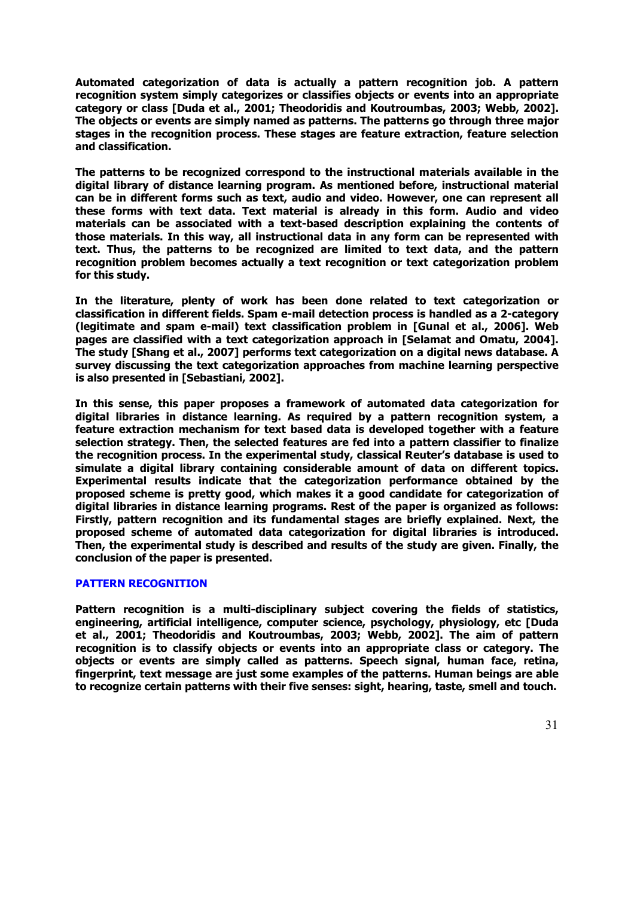Automated categorization of data is actually a pattern recognition job. A pattern recognition system simply categorizes or classifies objects or events into an appropriate category or class [Duda et al., 2001; Theodoridis and Koutroumbas, 2003; Webb, 2002]. The objects or events are simply named as patterns. The patterns go through three major stages in the recognition process. These stages are feature extraction, feature selection and classification.

The patterns to be recognized correspond to the instructional materials available in the digital library of distance learning program. As mentioned before, instructional material can be in different forms such as text, audio and video. However, one can represent all these forms with text data. Text material is already in this form. Audio and video materials can be associated with a text-based description explaining the contents of those materials. In this way, all instructional data in any form can be represented with text. Thus, the patterns to be recognized are limited to text data, and the pattern recognition problem becomes actually a text recognition or text categorization problem for this study.

In the literature, plenty of work has been done related to text categorization or classification in different fields. Spam e-mail detection process is handled as a 2-category (legitimate and spam e-mail) text classification problem in [Gunal et al., 2006]. Web pages are classified with a text categorization approach in [Selamat and Omatu, 2004]. The study [Shang et al., 2007] performs text categorization on a digital news database. A survey discussing the text categorization approaches from machine learning perspective is also presented in [Sebastiani, 2002].

In this sense, this paper proposes a framework of automated data categorization for digital libraries in distance learning. As required by a pattern recognition system, a feature extraction mechanism for text based data is developed together with a feature selection strategy. Then, the selected features are fed into a pattern classifier to finalize the recognition process. In the experimental study, classical Reuter's database is used to simulate a digital library containing considerable amount of data on different topics. Experimental results indicate that the categorization performance obtained by the proposed scheme is pretty good, which makes it a good candidate for categorization of digital libraries in distance learning programs. Rest of the paper is organized as follows: Firstly, pattern recognition and its fundamental stages are briefly explained. Next, the proposed scheme of automated data categorization for digital libraries is introduced. Then, the experimental study is described and results of the study are given. Finally, the conclusion of the paper is presented.

## PATTERN RECOGNITION

Pattern recognition is a multi-disciplinary subject covering the fields of statistics, engineering, artificial intelligence, computer science, psychology, physiology, etc [Duda et al., 2001; Theodoridis and Koutroumbas, 2003; Webb, 2002]. The aim of pattern recognition is to classify objects or events into an appropriate class or category. The objects or events are simply called as patterns. Speech signal, human face, retina, fingerprint, text message are just some examples of the patterns. Human beings are able to recognize certain patterns with their five senses: sight, hearing, taste, smell and touch.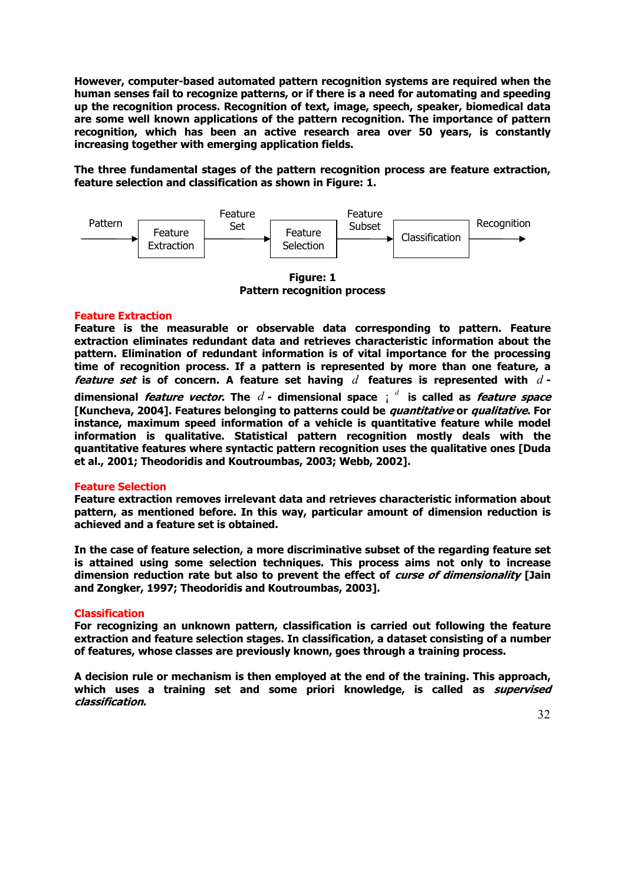**However, computer-based automated pattern recognition systems are required when the human senses fail to recognize patterns, or if there is a need for automating and speeding up the recognition process. Recognition of text, image, speech, speaker, biomedical data are some well known applications of the pattern recognition. The importance of pattern recognition, which has been an active research area over 50 years, is constantly increasing together with emerging application fields.**

**The three fundamental stages of the pattern recognition process are feature extraction, feature selection and classification as shown in Figure: 1.**

Pattern → Feature Extraction → Feature Set → Feature Selection → Feature Subset → Classification → Recognition

**Figure: 1**
**Pattern recognition process**

## Feature Extraction

**Feature is the measurable or observable data corresponding to pattern. Feature extraction eliminates redundant data and retrieves characteristic information about the pattern. Elimination of redundant information is of vital importance for the processing time of recognition process. If a pattern is represented by more than one feature, a *feature set* is of concern. A feature set having $d$ features is represented with $d$-dimensional *feature vector*. The $d$-dimensional space $\mathbb{R}^d$ is called as *feature space* [Kuncheva, 2004]. Features belonging to patterns could be *quantitative* or *qualitative*. For instance, maximum speed information of a vehicle is quantitative feature while model information is qualitative. Statistical pattern recognition mostly deals with the quantitative features where syntactic pattern recognition uses the qualitative ones [Duda et al., 2001; Theodoridis and Koutroumbas, 2003; Webb, 2002].**

## Feature Selection

**Feature extraction removes irrelevant data and retrieves characteristic information about pattern, as mentioned before. In this way, particular amount of dimension reduction is achieved and a feature set is obtained.**

**In the case of feature selection, a more discriminative subset of the regarding feature set is attained using some selection techniques. This process aims not only to increase dimension reduction rate but also to prevent the effect of *curse of dimensionality* [Jain and Zongker, 1997; Theodoridis and Koutroumbas, 2003].**

## Classification

**For recognizing an unknown pattern, classification is carried out following the feature extraction and feature selection stages. In classification, a dataset consisting of a number of features, whose classes are previously known, goes through a training process.**

**A decision rule or mechanism is then employed at the end of the training. This approach, which uses a training set and some priori knowledge, is called as *supervised classification*.**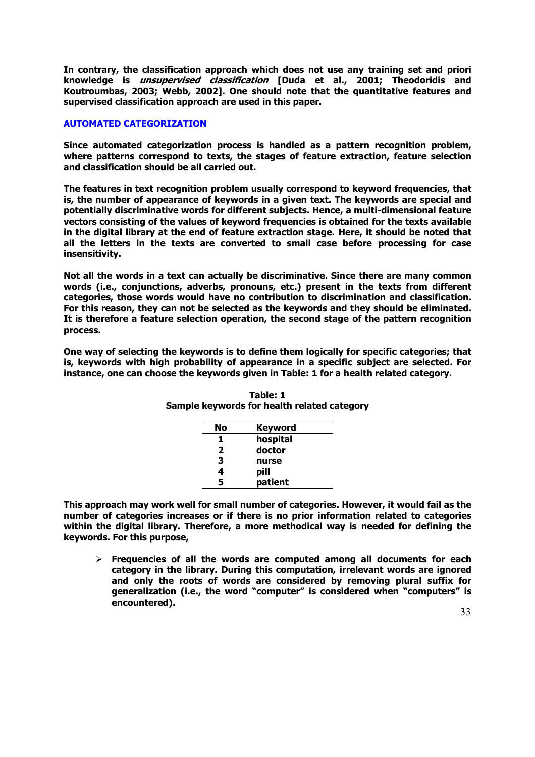In contrary, the classification approach which does not use any training set and priori knowledge is *unsupervised classification* [Duda et al., 2001; Theodoridis and Koutroumbas, 2003; Webb, 2002]. One should note that the quantitative features and supervised classification approach are used in this paper.

## AUTOMATED CATEGORIZATION

Since automated categorization process is handled as a pattern recognition problem, where patterns correspond to texts, the stages of feature extraction, feature selection and classification should be all carried out.

The features in text recognition problem usually correspond to keyword frequencies, that is, the number of appearance of keywords in a given text. The keywords are special and potentially discriminative words for different subjects. Hence, a multi-dimensional feature vectors consisting of the values of keyword frequencies is obtained for the texts available in the digital library at the end of feature extraction stage. Here, it should be noted that all the letters in the texts are converted to small case before processing for case insensitivity.

Not all the words in a text can actually be discriminative. Since there are many common words (i.e., conjunctions, adverbs, pronouns, etc.) present in the texts from different categories, those words would have no contribution to discrimination and classification. For this reason, they can not be selected as the keywords and they should be eliminated. It is therefore a feature selection operation, the second stage of the pattern recognition process.

One way of selecting the keywords is to define them logically for specific categories; that is, keywords with high probability of appearance in a specific subject are selected. For instance, one can choose the keywords given in Table: 1 for a health related category.

**Table: 1**
**Sample keywords for health related category**

| No | Keyword |
|---|---|
| 1 | hospital |
| 2 | doctor |
| 3 | nurse |
| 4 | pill |
| 5 | patient |

This approach may work well for small number of categories. However, it would fail as the number of categories increases or if there is no prior information related to categories within the digital library. Therefore, a more methodical way is needed for defining the keywords. For this purpose,

- Frequencies of all the words are computed among all documents for each category in the library. During this computation, irrelevant words are ignored and only the roots of words are considered by removing plural suffix for generalization (i.e., the word "computer" is considered when "computers" is encountered).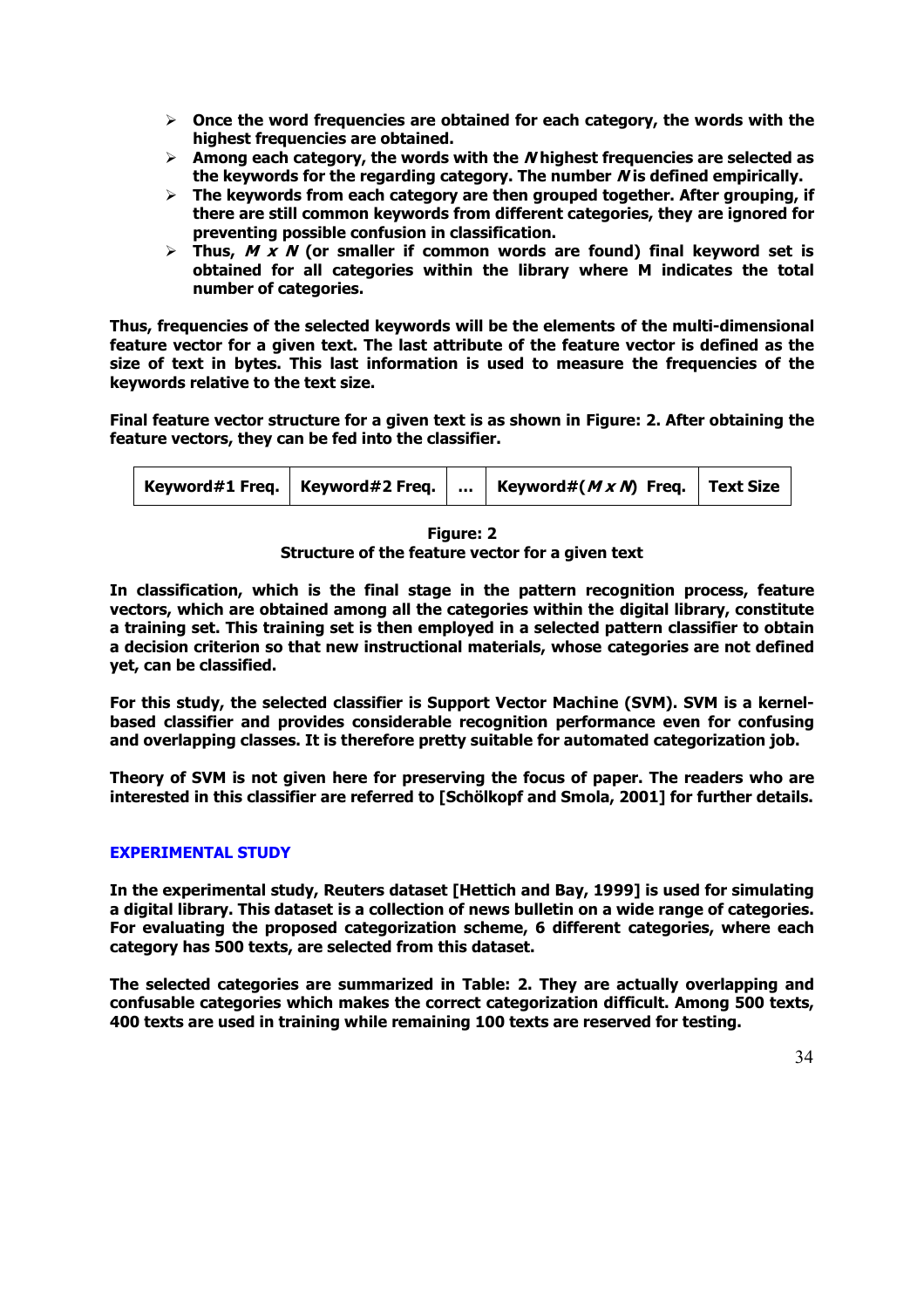- **Once the word frequencies are obtained for each category, the words with the highest frequencies are obtained.**
- **Among each category, the words with the *N* highest frequencies are selected as the keywords for the regarding category. The number *N* is defined empirically.**
- **The keywords from each category are then grouped together. After grouping, if there are still common keywords from different categories, they are ignored for preventing possible confusion in classification.**
- **Thus, *M x N* (or smaller if common words are found) final keyword set is obtained for all categories within the library where M indicates the total number of categories.**

**Thus, frequencies of the selected keywords will be the elements of the multi-dimensional feature vector for a given text. The last attribute of the feature vector is defined as the size of text in bytes. This last information is used to measure the frequencies of the keywords relative to the text size.**

**Final feature vector structure for a given text is as shown in Figure: 2. After obtaining the feature vectors, they can be fed into the classifier.**

| Keyword#1 Freq. | Keyword#2 Freq. | ... | Keyword#(*M x N*) Freq. | Text Size |
|---|---|---|---|---|

**Figure: 2**
**Structure of the feature vector for a given text**

**In classification, which is the final stage in the pattern recognition process, feature vectors, which are obtained among all the categories within the digital library, constitute a training set. This training set is then employed in a selected pattern classifier to obtain a decision criterion so that new instructional materials, whose categories are not defined yet, can be classified.**

**For this study, the selected classifier is Support Vector Machine (SVM). SVM is a kernel-based classifier and provides considerable recognition performance even for confusing and overlapping classes. It is therefore pretty suitable for automated categorization job.**

**Theory of SVM is not given here for preserving the focus of paper. The readers who are interested in this classifier are referred to [Schölkopf and Smola, 2001] for further details.**

## EXPERIMENTAL STUDY

**In the experimental study, Reuters dataset [Hettich and Bay, 1999] is used for simulating a digital library. This dataset is a collection of news bulletin on a wide range of categories. For evaluating the proposed categorization scheme, 6 different categories, where each category has 500 texts, are selected from this dataset.**

**The selected categories are summarized in Table: 2. They are actually overlapping and confusable categories which makes the correct categorization difficult. Among 500 texts, 400 texts are used in training while remaining 100 texts are reserved for testing.**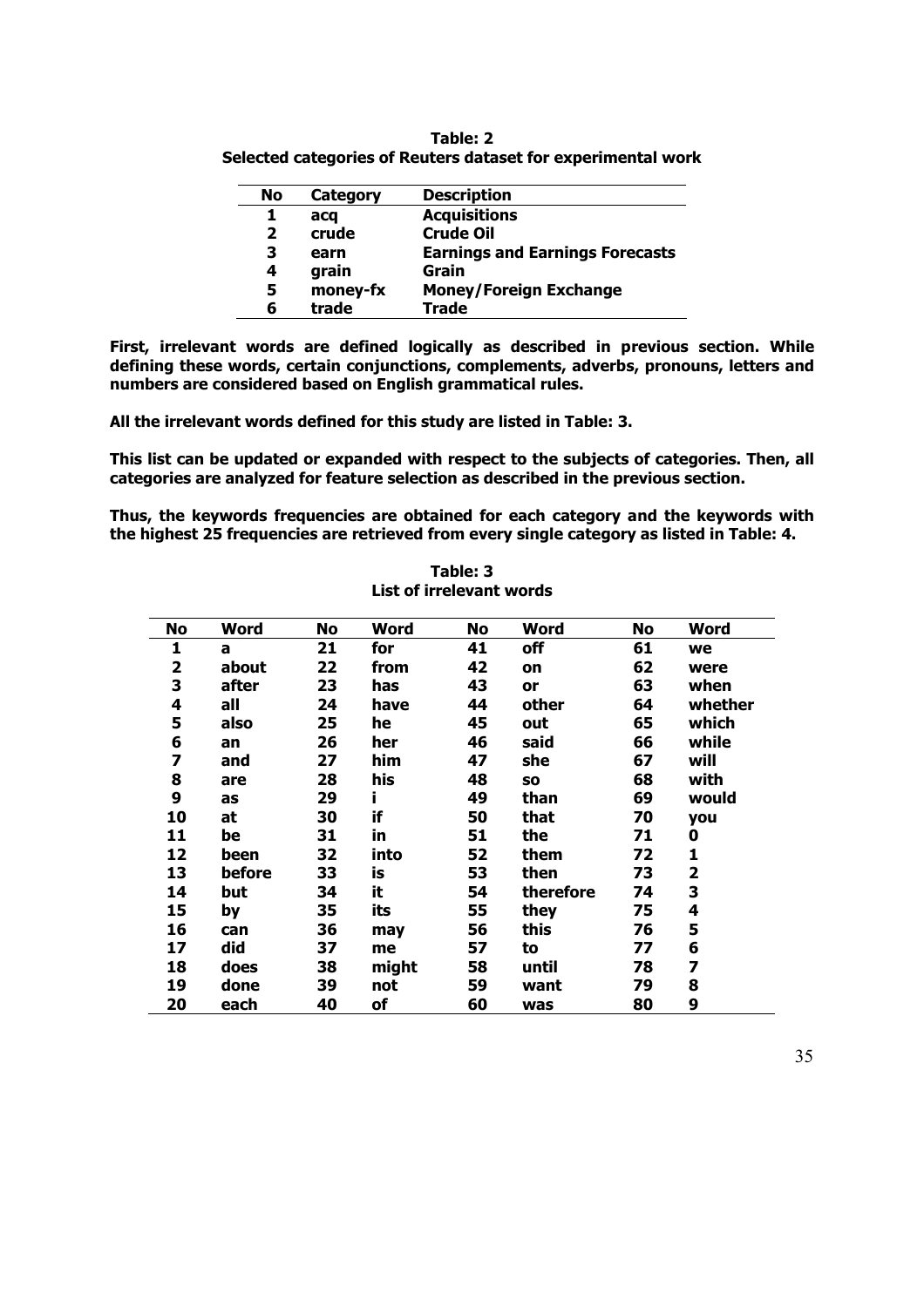**Table: 2**
**Selected categories of Reuters dataset for experimental work**

| No | Category | Description |
|---|---|---|
| 1 | acq | Acquisitions |
| 2 | crude | Crude Oil |
| 3 | earn | Earnings and Earnings Forecasts |
| 4 | grain | Grain |
| 5 | money-fx | Money/Foreign Exchange |
| 6 | trade | Trade |

**First, irrelevant words are defined logically as described in previous section. While defining these words, certain conjunctions, complements, adverbs, pronouns, letters and numbers are considered based on English grammatical rules.**

**All the irrelevant words defined for this study are listed in Table: 3.**

**This list can be updated or expanded with respect to the subjects of categories. Then, all categories are analyzed for feature selection as described in the previous section.**

**Thus, the keywords frequencies are obtained for each category and the keywords with the highest 25 frequencies are retrieved from every single category as listed in Table: 4.**

**Table: 3**
**List of irrelevant words**

| No | Word | No | Word | No | Word | No | Word |
|---|---|---|---|---|---|---|---|
| 1 | a | 21 | for | 41 | off | 61 | we |
| 2 | about | 22 | from | 42 | on | 62 | were |
| 3 | after | 23 | has | 43 | or | 63 | when |
| 4 | all | 24 | have | 44 | other | 64 | whether |
| 5 | also | 25 | he | 45 | out | 65 | which |
| 6 | an | 26 | her | 46 | said | 66 | while |
| 7 | and | 27 | him | 47 | she | 67 | will |
| 8 | are | 28 | his | 48 | so | 68 | with |
| 9 | as | 29 | i | 49 | than | 69 | would |
| 10 | at | 30 | if | 50 | that | 70 | you |
| 11 | be | 31 | in | 51 | the | 71 | 0 |
| 12 | been | 32 | into | 52 | them | 72 | 1 |
| 13 | before | 33 | is | 53 | then | 73 | 2 |
| 14 | but | 34 | it | 54 | therefore | 74 | 3 |
| 15 | by | 35 | its | 55 | they | 75 | 4 |
| 16 | can | 36 | may | 56 | this | 76 | 5 |
| 17 | did | 37 | me | 57 | to | 77 | 6 |
| 18 | does | 38 | might | 58 | until | 78 | 7 |
| 19 | done | 39 | not | 59 | want | 79 | 8 |
| 20 | each | 40 | of | 60 | was | 80 | 9 |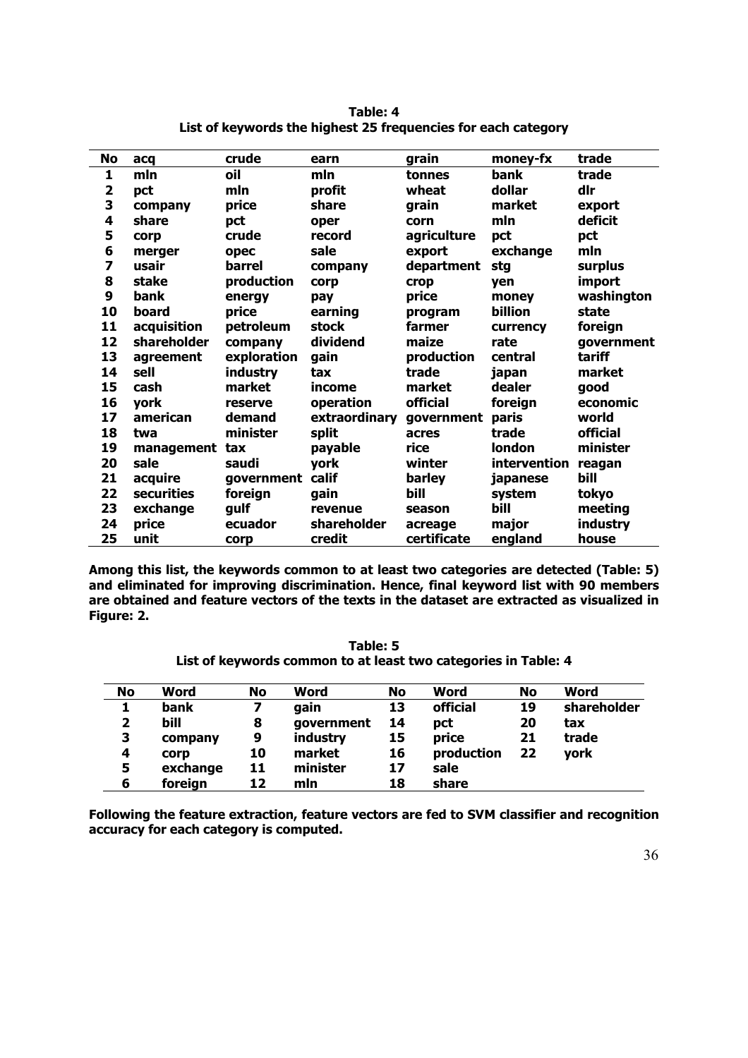**Table: 4**
**List of keywords the highest 25 frequencies for each category**

| No | acq | crude | earn | grain | money-fx | trade |
|---|---|---|---|---|---|---|
| 1 | mln | oil | mln | tonnes | bank | trade |
| 2 | pct | mln | profit | wheat | dollar | dlr |
| 3 | company | price | share | grain | market | export |
| 4 | share | pct | oper | corn | mln | deficit |
| 5 | corp | crude | record | agriculture | pct | pct |
| 6 | merger | opec | sale | export | exchange | mln |
| 7 | usair | barrel | company | department | stg | surplus |
| 8 | stake | production | corp | crop | yen | import |
| 9 | bank | energy | pay | price | money | washington |
| 10 | board | price | earning | program | billion | state |
| 11 | acquisition | petroleum | stock | farmer | currency | foreign |
| 12 | shareholder | company | dividend | maize | rate | government |
| 13 | agreement | exploration | gain | production | central | tariff |
| 14 | sell | industry | tax | trade | japan | market |
| 15 | cash | market | income | market | dealer | good |
| 16 | york | reserve | operation | official | foreign | economic |
| 17 | american | demand | extraordinary | government | paris | world |
| 18 | twa | minister | split | acres | trade | official |
| 19 | management | tax | payable | rice | london | minister |
| 20 | sale | saudi | york | winter | intervention | reagan |
| 21 | acquire | government | calif | barley | japanese | bill |
| 22 | securities | foreign | gain | bill | system | tokyo |
| 23 | exchange | gulf | revenue | season | bill | meeting |
| 24 | price | ecuador | shareholder | acreage | major | industry |
| 25 | unit | corp | credit | certificate | england | house |

**Among this list, the keywords common to at least two categories are detected (Table: 5) and eliminated for improving discrimination. Hence, final keyword list with 90 members are obtained and feature vectors of the texts in the dataset are extracted as visualized in Figure: 2.**

**Table: 5**
**List of keywords common to at least two categories in Table: 4**

| No | Word | No | Word | No | Word | No | Word |
|---|---|---|---|---|---|---|---|
| 1 | bank | 7 | gain | 13 | official | 19 | shareholder |
| 2 | bill | 8 | government | 14 | pct | 20 | tax |
| 3 | company | 9 | industry | 15 | price | 21 | trade |
| 4 | corp | 10 | market | 16 | production | 22 | york |
| 5 | exchange | 11 | minister | 17 | sale | | |
| 6 | foreign | 12 | mln | 18 | share | | |

**Following the feature extraction, feature vectors are fed to SVM classifier and recognition accuracy for each category is computed.**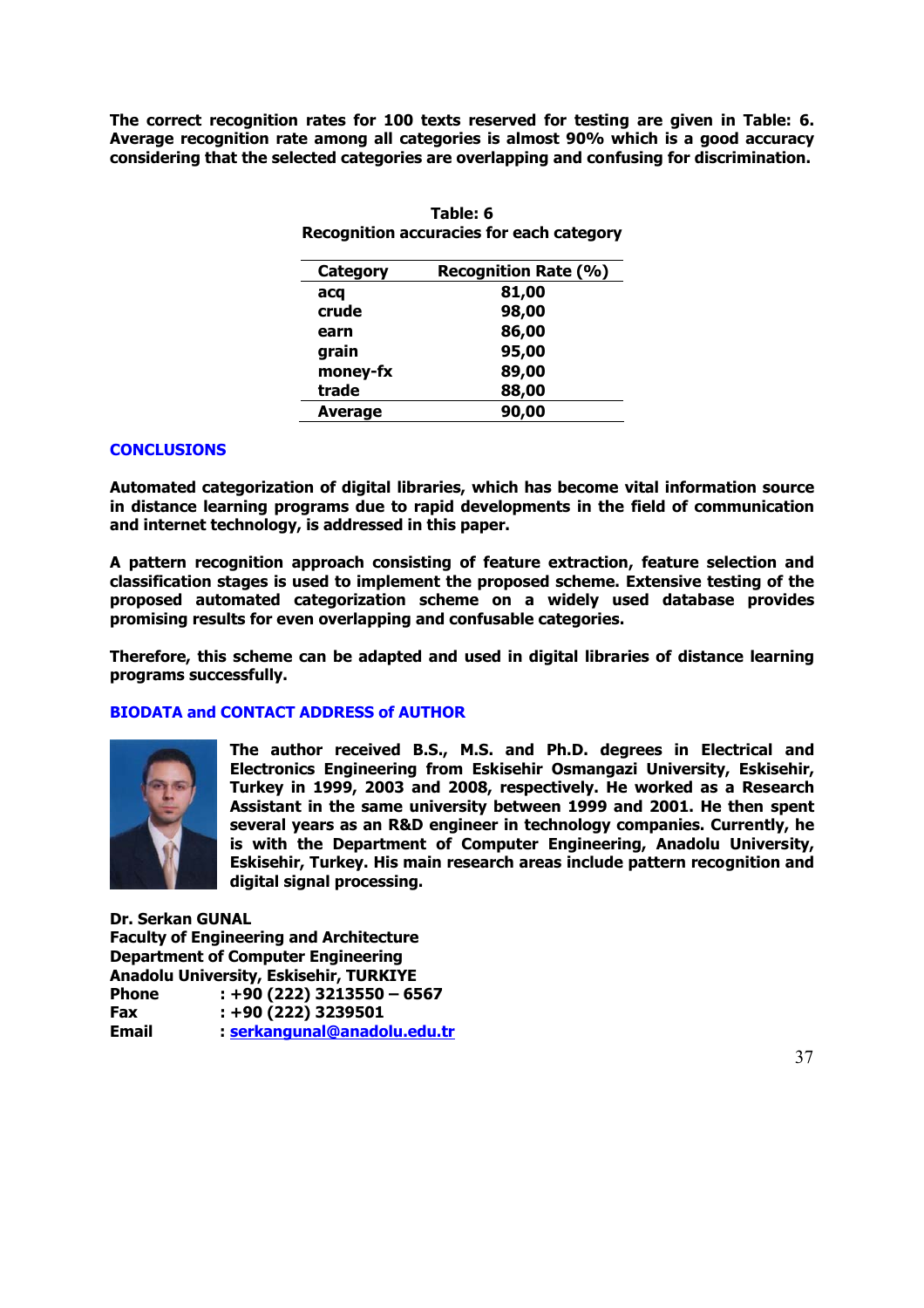**The correct recognition rates for 100 texts reserved for testing are given in Table: 6. Average recognition rate among all categories is almost 90% which is a good accuracy considering that the selected categories are overlapping and confusing for discrimination.**

**Table: 6**
**Recognition accuracies for each category**

| Category | Recognition Rate (%) |
|---|---|
| acq | 81,00 |
| crude | 98,00 |
| earn | 86,00 |
| grain | 95,00 |
| money-fx | 89,00 |
| trade | 88,00 |
| **Average** | **90,00** |

## CONCLUSIONS

**Automated categorization of digital libraries, which has become vital information source in distance learning programs due to rapid developments in the field of communication and internet technology, is addressed in this paper.**

**A pattern recognition approach consisting of feature extraction, feature selection and classification stages is used to implement the proposed scheme. Extensive testing of the proposed automated categorization scheme on a widely used database provides promising results for even overlapping and confusable categories.**

**Therefore, this scheme can be adapted and used in digital libraries of distance learning programs successfully.**

## BIODATA and CONTACT ADDRESS of AUTHOR

**The author received B.S., M.S. and Ph.D. degrees in Electrical and Electronics Engineering from Eskisehir Osmangazi University, Eskisehir, Turkey in 1999, 2003 and 2008, respectively. He worked as a Research Assistant in the same university between 1999 and 2001. He then spent several years as an R&D engineer in technology companies. Currently, he is with the Department of Computer Engineering, Anadolu University, Eskisehir, Turkey. His main research areas include pattern recognition and digital signal processing.**

**Dr. Serkan GUNAL**
**Faculty of Engineering and Architecture**
**Department of Computer Engineering**
**Anadolu University, Eskisehir, TURKIYE**
**Phone : +90 (222) 3213550 – 6567**
**Fax : +90 (222) 3239501**
**Email : serkangunal@anadolu.edu.tr**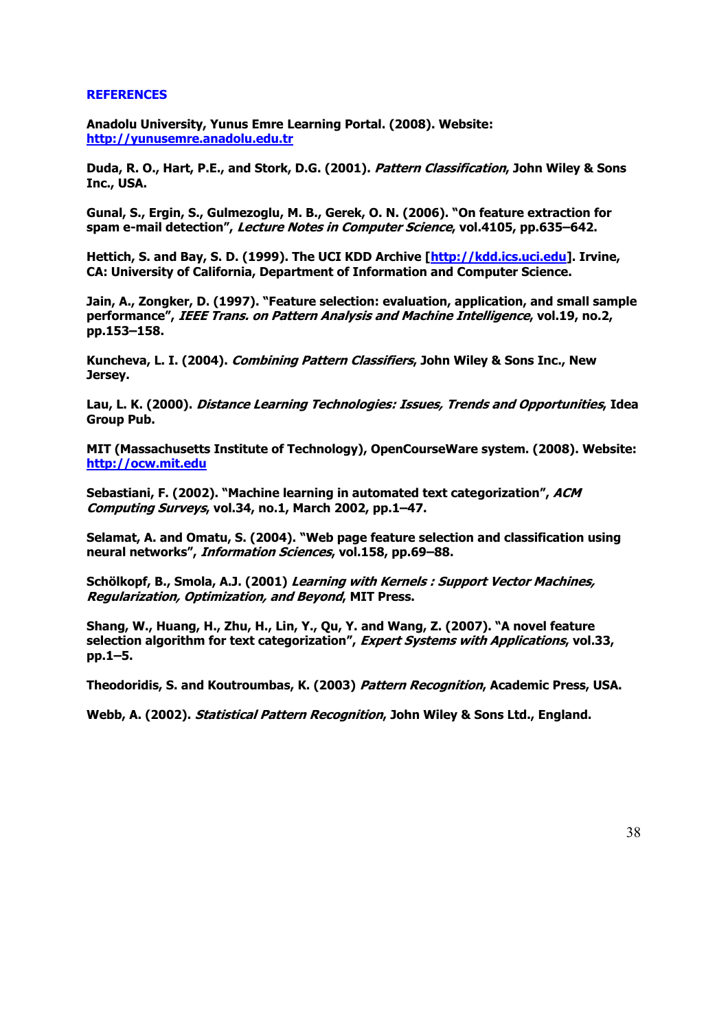## REFERENCES

**Anadolu University, Yunus Emre Learning Portal. (2008). Website: http://yunusemre.anadolu.edu.tr**

**Duda, R. O., Hart, P.E., and Stork, D.G. (2001). *Pattern Classification*, John Wiley & Sons Inc., USA.**

**Gunal, S., Ergin, S., Gulmezoglu, M. B., Gerek, O. N. (2006). "On feature extraction for spam e-mail detection", *Lecture Notes in Computer Science*, vol.4105, pp.635–642.**

**Hettich, S. and Bay, S. D. (1999). The UCI KDD Archive [http://kdd.ics.uci.edu]. Irvine, CA: University of California, Department of Information and Computer Science.**

**Jain, A., Zongker, D. (1997). "Feature selection: evaluation, application, and small sample performance", *IEEE Trans. on Pattern Analysis and Machine Intelligence*, vol.19, no.2, pp.153–158.**

**Kuncheva, L. I. (2004). *Combining Pattern Classifiers*, John Wiley & Sons Inc., New Jersey.**

**Lau, L. K. (2000). *Distance Learning Technologies: Issues, Trends and Opportunities*, Idea Group Pub.**

**MIT (Massachusetts Institute of Technology), OpenCourseWare system. (2008). Website: http://ocw.mit.edu**

**Sebastiani, F. (2002). "Machine learning in automated text categorization", *ACM Computing Surveys*, vol.34, no.1, March 2002, pp.1–47.**

**Selamat, A. and Omatu, S. (2004). "Web page feature selection and classification using neural networks", *Information Sciences*, vol.158, pp.69–88.**

**Schölkopf, B., Smola, A.J. (2001) *Learning with Kernels : Support Vector Machines, Regularization, Optimization, and Beyond*, MIT Press.**

**Shang, W., Huang, H., Zhu, H., Lin, Y., Qu, Y. and Wang, Z. (2007). "A novel feature selection algorithm for text categorization", *Expert Systems with Applications*, vol.33, pp.1–5.**

**Theodoridis, S. and Koutroumbas, K. (2003) *Pattern Recognition*, Academic Press, USA.**

**Webb, A. (2002). *Statistical Pattern Recognition*, John Wiley & Sons Ltd., England.**